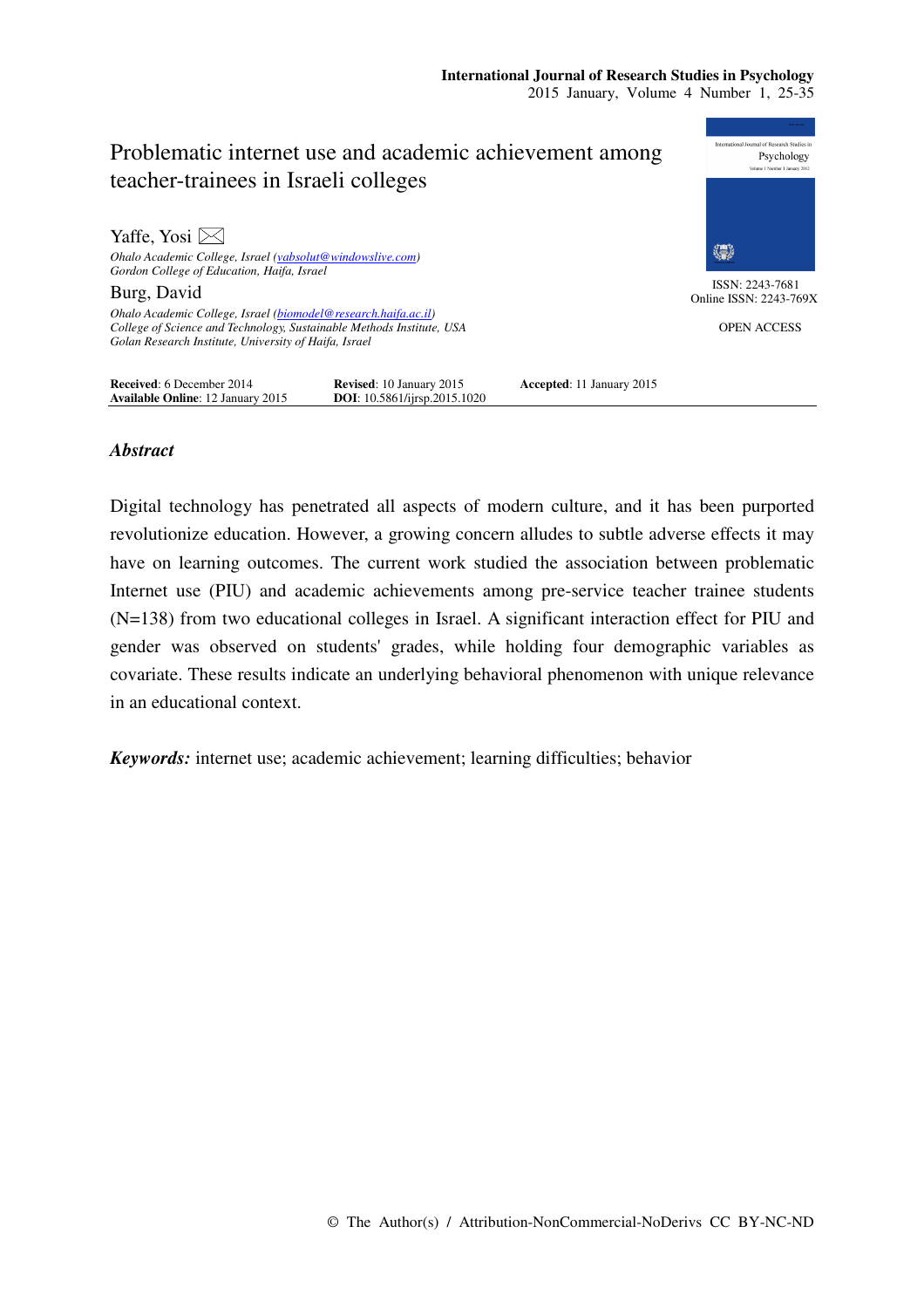# Problematic internet use and academic achievement among teacher-trainees in Israeli colleges

**Yaffe, Yosi** ✉

*Ohalo Academic College, Israel (yabsolut@windowslive.com)*
*Gordon College of Education, Haifa, Israel*

**Burg, David**

*Ohalo Academic College, Israel (biomodel@research.haifa.ac.il)*
*College of Science and Technology, Sustainable Methods Institute, USA*
*Golan Research Institute, University of Haifa, Israel*

ISSN: 2243-7681
Online ISSN: 2243-769X

OPEN ACCESS

**Received**: 6 December 2014 **Revised**: 10 January 2015 **Accepted**: 11 January 2015
**Available Online**: 12 January 2015 **DOI**: 10.5861/ijrsp.2015.1020

## *Abstract*

Digital technology has penetrated all aspects of modern culture, and it has been purported revolutionize education. However, a growing concern alludes to subtle adverse effects it may have on learning outcomes. The current work studied the association between problematic Internet use (PIU) and academic achievements among pre-service teacher trainee students (N=138) from two educational colleges in Israel. A significant interaction effect for PIU and gender was observed on students' grades, while holding four demographic variables as covariate. These results indicate an underlying behavioral phenomenon with unique relevance in an educational context.

***Keywords:*** internet use; academic achievement; learning difficulties; behavior

© The Author(s) / Attribution-NonCommercial-NoDerivs CC BY-NC-ND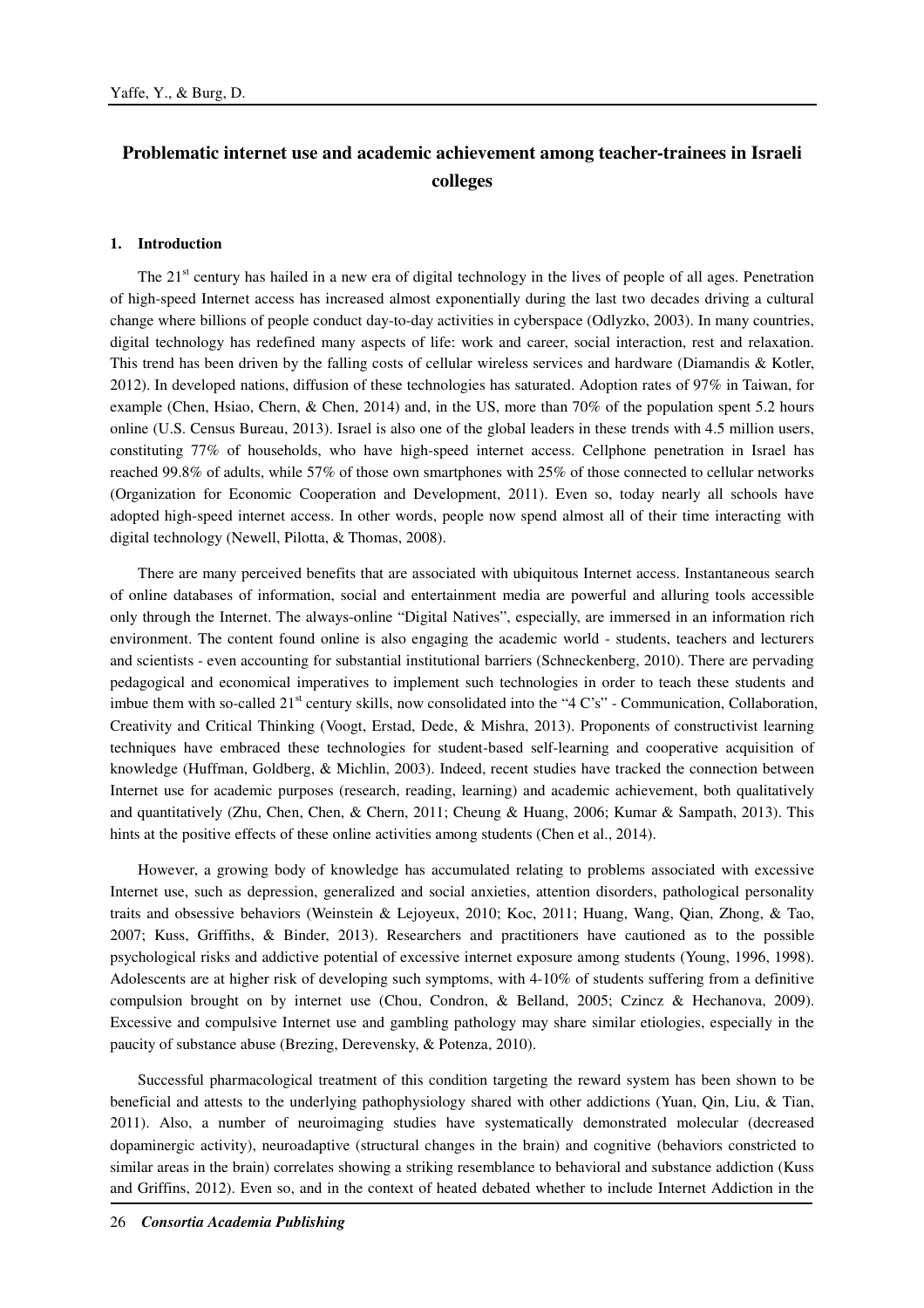# Problematic internet use and academic achievement among teacher-trainees in Israeli colleges

## 1. Introduction

The 21st century has hailed in a new era of digital technology in the lives of people of all ages. Penetration of high-speed Internet access has increased almost exponentially during the last two decades driving a cultural change where billions of people conduct day-to-day activities in cyberspace (Odlyzko, 2003). In many countries, digital technology has redefined many aspects of life: work and career, social interaction, rest and relaxation. This trend has been driven by the falling costs of cellular wireless services and hardware (Diamandis & Kotler, 2012). In developed nations, diffusion of these technologies has saturated. Adoption rates of 97% in Taiwan, for example (Chen, Hsiao, Chern, & Chen, 2014) and, in the US, more than 70% of the population spent 5.2 hours online (U.S. Census Bureau, 2013). Israel is also one of the global leaders in these trends with 4.5 million users, constituting 77% of households, who have high-speed internet access. Cellphone penetration in Israel has reached 99.8% of adults, while 57% of those own smartphones with 25% of those connected to cellular networks (Organization for Economic Cooperation and Development, 2011). Even so, today nearly all schools have adopted high-speed internet access. In other words, people now spend almost all of their time interacting with digital technology (Newell, Pilotta, & Thomas, 2008).

There are many perceived benefits that are associated with ubiquitous Internet access. Instantaneous search of online databases of information, social and entertainment media are powerful and alluring tools accessible only through the Internet. The always-online "Digital Natives", especially, are immersed in an information rich environment. The content found online is also engaging the academic world - students, teachers and lecturers and scientists - even accounting for substantial institutional barriers (Schneckenberg, 2010). There are pervading pedagogical and economical imperatives to implement such technologies in order to teach these students and imbue them with so-called 21st century skills, now consolidated into the "4 C's" - Communication, Collaboration, Creativity and Critical Thinking (Voogt, Erstad, Dede, & Mishra, 2013). Proponents of constructivist learning techniques have embraced these technologies for student-based self-learning and cooperative acquisition of knowledge (Huffman, Goldberg, & Michlin, 2003). Indeed, recent studies have tracked the connection between Internet use for academic purposes (research, reading, learning) and academic achievement, both qualitatively and quantitatively (Zhu, Chen, Chen, & Chern, 2011; Cheung & Huang, 2006; Kumar & Sampath, 2013). This hints at the positive effects of these online activities among students (Chen et al., 2014).

However, a growing body of knowledge has accumulated relating to problems associated with excessive Internet use, such as depression, generalized and social anxieties, attention disorders, pathological personality traits and obsessive behaviors (Weinstein & Lejoyeux, 2010; Koc, 2011; Huang, Wang, Qian, Zhong, & Tao, 2007; Kuss, Griffiths, & Binder, 2013). Researchers and practitioners have cautioned as to the possible psychological risks and addictive potential of excessive internet exposure among students (Young, 1996, 1998). Adolescents are at higher risk of developing such symptoms, with 4-10% of students suffering from a definitive compulsion brought on by internet use (Chou, Condron, & Belland, 2005; Czincz & Hechanova, 2009). Excessive and compulsive Internet use and gambling pathology may share similar etiologies, especially in the paucity of substance abuse (Brezing, Derevensky, & Potenza, 2010).

Successful pharmacological treatment of this condition targeting the reward system has been shown to be beneficial and attests to the underlying pathophysiology shared with other addictions (Yuan, Qin, Liu, & Tian, 2011). Also, a number of neuroimaging studies have systematically demonstrated molecular (decreased dopaminergic activity), neuroadaptive (structural changes in the brain) and cognitive (behaviors constricted to similar areas in the brain) correlates showing a striking resemblance to behavioral and substance addiction (Kuss and Griffins, 2012). Even so, and in the context of heated debated whether to include Internet Addiction in the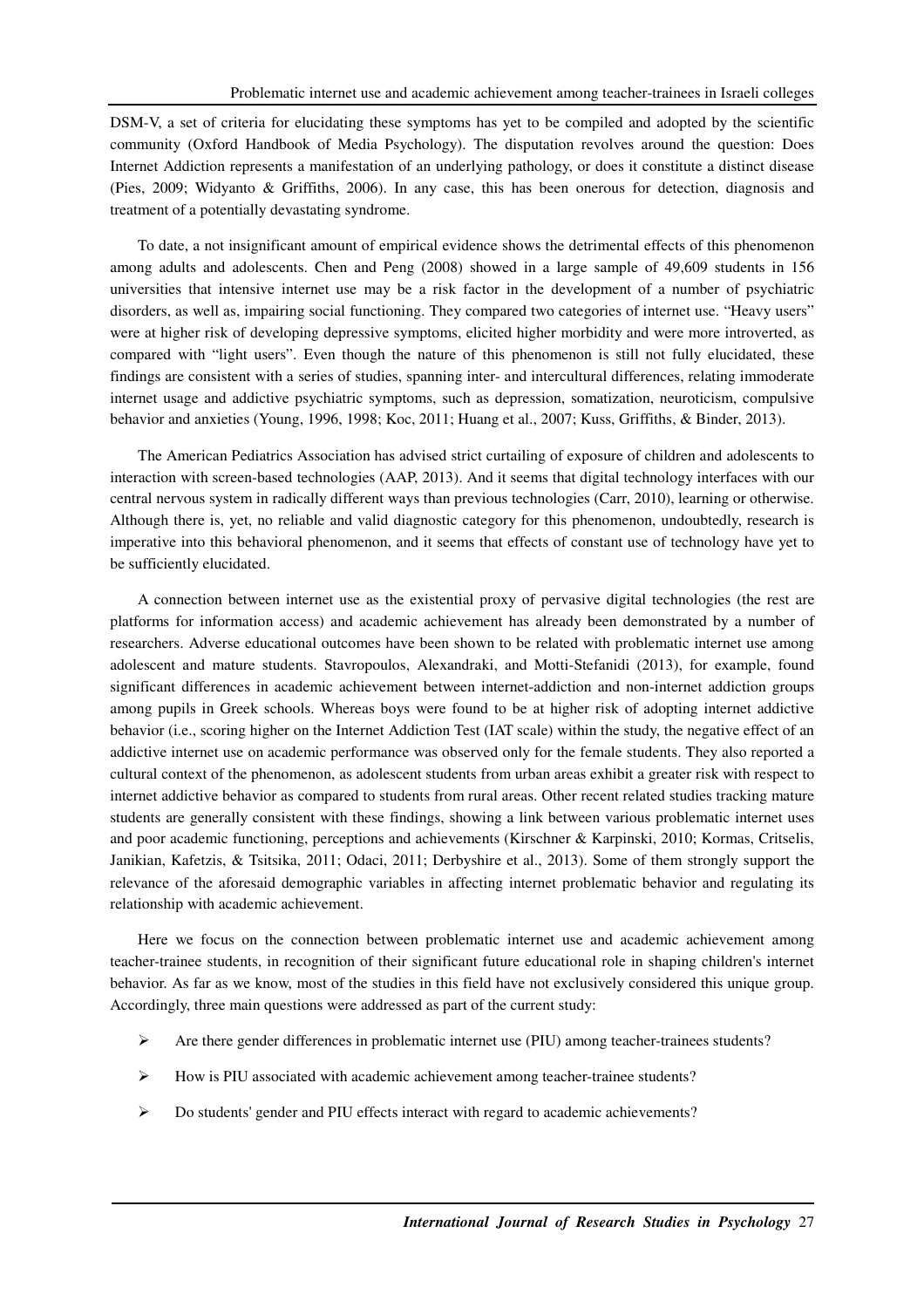DSM-V, a set of criteria for elucidating these symptoms has yet to be compiled and adopted by the scientific community (Oxford Handbook of Media Psychology). The disputation revolves around the question: Does Internet Addiction represents a manifestation of an underlying pathology, or does it constitute a distinct disease (Pies, 2009; Widyanto & Griffiths, 2006). In any case, this has been onerous for detection, diagnosis and treatment of a potentially devastating syndrome.

To date, a not insignificant amount of empirical evidence shows the detrimental effects of this phenomenon among adults and adolescents. Chen and Peng (2008) showed in a large sample of 49,609 students in 156 universities that intensive internet use may be a risk factor in the development of a number of psychiatric disorders, as well as, impairing social functioning. They compared two categories of internet use. "Heavy users" were at higher risk of developing depressive symptoms, elicited higher morbidity and were more introverted, as compared with "light users". Even though the nature of this phenomenon is still not fully elucidated, these findings are consistent with a series of studies, spanning inter- and intercultural differences, relating immoderate internet usage and addictive psychiatric symptoms, such as depression, somatization, neuroticism, compulsive behavior and anxieties (Young, 1996, 1998; Koc, 2011; Huang et al., 2007; Kuss, Griffiths, & Binder, 2013).

The American Pediatrics Association has advised strict curtailing of exposure of children and adolescents to interaction with screen-based technologies (AAP, 2013). And it seems that digital technology interfaces with our central nervous system in radically different ways than previous technologies (Carr, 2010), learning or otherwise. Although there is, yet, no reliable and valid diagnostic category for this phenomenon, undoubtedly, research is imperative into this behavioral phenomenon, and it seems that effects of constant use of technology have yet to be sufficiently elucidated.

A connection between internet use as the existential proxy of pervasive digital technologies (the rest are platforms for information access) and academic achievement has already been demonstrated by a number of researchers. Adverse educational outcomes have been shown to be related with problematic internet use among adolescent and mature students. Stavropoulos, Alexandraki, and Motti-Stefanidi (2013), for example, found significant differences in academic achievement between internet-addiction and non-internet addiction groups among pupils in Greek schools. Whereas boys were found to be at higher risk of adopting internet addictive behavior (i.e., scoring higher on the Internet Addiction Test (IAT scale) within the study, the negative effect of an addictive internet use on academic performance was observed only for the female students. They also reported a cultural context of the phenomenon, as adolescent students from urban areas exhibit a greater risk with respect to internet addictive behavior as compared to students from rural areas. Other recent related studies tracking mature students are generally consistent with these findings, showing a link between various problematic internet uses and poor academic functioning, perceptions and achievements (Kirschner & Karpinski, 2010; Kormas, Critselis, Janikian, Kafetzis, & Tsitsika, 2011; Odaci, 2011; Derbyshire et al., 2013). Some of them strongly support the relevance of the aforesaid demographic variables in affecting internet problematic behavior and regulating its relationship with academic achievement.

Here we focus on the connection between problematic internet use and academic achievement among teacher-trainee students, in recognition of their significant future educational role in shaping children's internet behavior. As far as we know, most of the studies in this field have not exclusively considered this unique group. Accordingly, three main questions were addressed as part of the current study:

- Are there gender differences in problematic internet use (PIU) among teacher-trainees students?
- How is PIU associated with academic achievement among teacher-trainee students?
- Do students' gender and PIU effects interact with regard to academic achievements?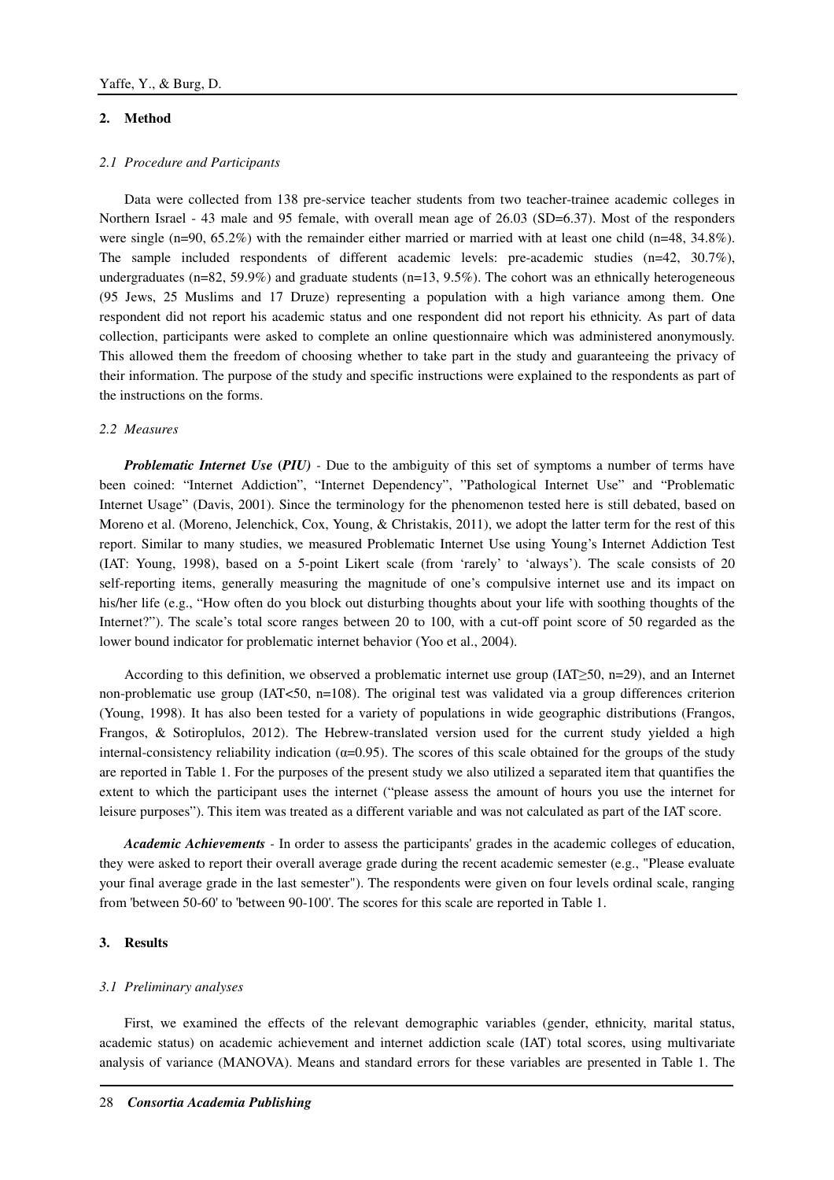## 2. Method

### *2.1 Procedure and Participants*

Data were collected from 138 pre-service teacher students from two teacher-trainee academic colleges in Northern Israel - 43 male and 95 female, with overall mean age of 26.03 (SD=6.37). Most of the responders were single (n=90, 65.2%) with the remainder either married or married with at least one child (n=48, 34.8%). The sample included respondents of different academic levels: pre-academic studies (n=42, 30.7%), undergraduates (n=82, 59.9%) and graduate students (n=13, 9.5%). The cohort was an ethnically heterogeneous (95 Jews, 25 Muslims and 17 Druze) representing a population with a high variance among them. One respondent did not report his academic status and one respondent did not report his ethnicity. As part of data collection, participants were asked to complete an online questionnaire which was administered anonymously. This allowed them the freedom of choosing whether to take part in the study and guaranteeing the privacy of their information. The purpose of the study and specific instructions were explained to the respondents as part of the instructions on the forms.

### *2.2 Measures*

***Problematic Internet Use* (*PIU*)** - Due to the ambiguity of this set of symptoms a number of terms have been coined: "Internet Addiction", "Internet Dependency", "Pathological Internet Use" and "Problematic Internet Usage" (Davis, 2001). Since the terminology for the phenomenon tested here is still debated, based on Moreno et al. (Moreno, Jelenchick, Cox, Young, & Christakis, 2011), we adopt the latter term for the rest of this report. Similar to many studies, we measured Problematic Internet Use using Young's Internet Addiction Test (IAT: Young, 1998), based on a 5-point Likert scale (from 'rarely' to 'always'). The scale consists of 20 self-reporting items, generally measuring the magnitude of one's compulsive internet use and its impact on his/her life (e.g., "How often do you block out disturbing thoughts about your life with soothing thoughts of the Internet?"). The scale's total score ranges between 20 to 100, with a cut-off point score of 50 regarded as the lower bound indicator for problematic internet behavior (Yoo et al., 2004).

According to this definition, we observed a problematic internet use group (IAT≥50, n=29), and an Internet non-problematic use group (IAT<50, n=108). The original test was validated via a group differences criterion (Young, 1998). It has also been tested for a variety of populations in wide geographic distributions (Frangos, Frangos, & Sotiroplulos, 2012). The Hebrew-translated version used for the current study yielded a high internal-consistency reliability indication ($\alpha$=0.95). The scores of this scale obtained for the groups of the study are reported in Table 1. For the purposes of the present study we also utilized a separated item that quantifies the extent to which the participant uses the internet ("please assess the amount of hours you use the internet for leisure purposes"). This item was treated as a different variable and was not calculated as part of the IAT score.

***Academic Achievements*** - In order to assess the participants' grades in the academic colleges of education, they were asked to report their overall average grade during the recent academic semester (e.g., "Please evaluate your final average grade in the last semester"). The respondents were given on four levels ordinal scale, ranging from 'between 50-60' to 'between 90-100'. The scores for this scale are reported in Table 1.

## 3. Results

### *3.1 Preliminary analyses*

First, we examined the effects of the relevant demographic variables (gender, ethnicity, marital status, academic status) on academic achievement and internet addiction scale (IAT) total scores, using multivariate analysis of variance (MANOVA). Means and standard errors for these variables are presented in Table 1. The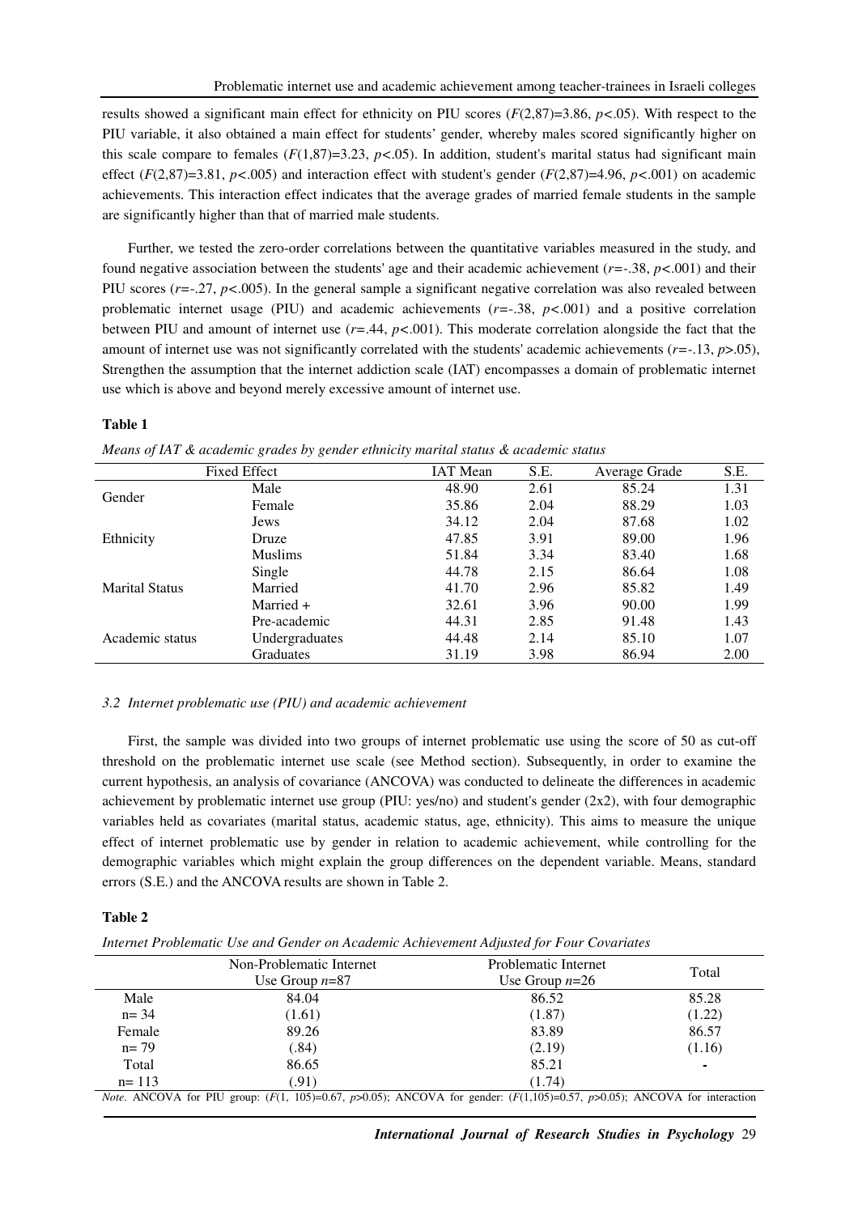results showed a significant main effect for ethnicity on PIU scores ($F(2,87)=3.86$, $p<.05$). With respect to the PIU variable, it also obtained a main effect for students' gender, whereby males scored significantly higher on this scale compare to females ($F(1,87)=3.23$, $p<.05$). In addition, student's marital status had significant main effect ($F(2,87)=3.81$, $p<.005$) and interaction effect with student's gender ($F(2,87)=4.96$, $p<.001$) on academic achievements. This interaction effect indicates that the average grades of married female students in the sample are significantly higher than that of married male students.

Further, we tested the zero-order correlations between the quantitative variables measured in the study, and found negative association between the students' age and their academic achievement ($r=-.38$, $p<.001$) and their PIU scores ($r=-.27$, $p<.005$). In the general sample a significant negative correlation was also revealed between problematic internet usage (PIU) and academic achievements ($r=-.38$, $p<.001$) and a positive correlation between PIU and amount of internet use ($r=.44$, $p<.001$). This moderate correlation alongside the fact that the amount of internet use was not significantly correlated with the students' academic achievements ($r=-.13$, $p>.05$), Strengthen the assumption that the internet addiction scale (IAT) encompasses a domain of problematic internet use which is above and beyond merely excessive amount of internet use.

**Table 1**

*Means of IAT & academic grades by gender ethnicity marital status & academic status*

| Fixed Effect | | IAT Mean | S.E. | Average Grade | S.E. |
|---|---|---|---|---|---|
| Gender | Male | 48.90 | 2.61 | 85.24 | 1.31 |
| | Female | 35.86 | 2.04 | 88.29 | 1.03 |
| Ethnicity | Jews | 34.12 | 2.04 | 87.68 | 1.02 |
| | Druze | 47.85 | 3.91 | 89.00 | 1.96 |
| | Muslims | 51.84 | 3.34 | 83.40 | 1.68 |
| Marital Status | Single | 44.78 | 2.15 | 86.64 | 1.08 |
| | Married | 41.70 | 2.96 | 85.82 | 1.49 |
| | Married + | 32.61 | 3.96 | 90.00 | 1.99 |
| Academic status | Pre-academic | 44.31 | 2.85 | 91.48 | 1.43 |
| | Undergraduates | 44.48 | 2.14 | 85.10 | 1.07 |
| | Graduates | 31.19 | 3.98 | 86.94 | 2.00 |

### *3.2 Internet problematic use (PIU) and academic achievement*

First, the sample was divided into two groups of internet problematic use using the score of 50 as cut-off threshold on the problematic internet use scale (see Method section). Subsequently, in order to examine the current hypothesis, an analysis of covariance (ANCOVA) was conducted to delineate the differences in academic achievement by problematic internet use group (PIU: yes/no) and student's gender (2x2), with four demographic variables held as covariates (marital status, academic status, age, ethnicity). This aims to measure the unique effect of internet problematic use by gender in relation to academic achievement, while controlling for the demographic variables which might explain the group differences on the dependent variable. Means, standard errors (S.E.) and the ANCOVA results are shown in Table 2.

**Table 2**

*Internet Problematic Use and Gender on Academic Achievement Adjusted for Four Covariates*

| | Non-Problematic Internet Use Group $n$=87 | Problematic Internet Use Group $n$=26 | Total |
|---|---|---|---|
| Male | 84.04 | 86.52 | 85.28 |
| n= 34 | (1.61) | (1.87) | (1.22) |
| Female | 89.26 | 83.89 | 86.57 |
| n= 79 | (.84) | (2.19) | (1.16) |
| Total | 86.65 | 85.21 | - |
| n= 113 | (.91) | (1.74) | |

*Note*. ANCOVA for PIU group: ($F(1, 105)=0.67$, $p>0.05$); ANCOVA for gender: ($F(1,105)=0.57$, $p>0.05$); ANCOVA for interaction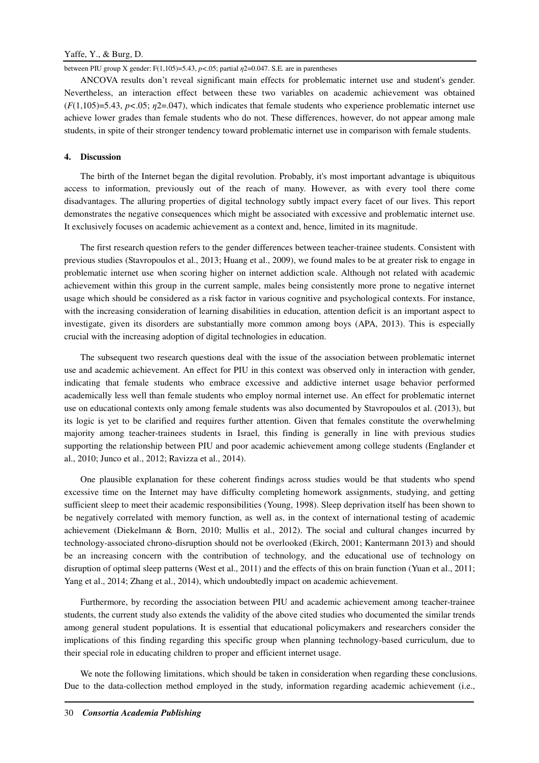between PIU group X gender: F(1,105)=5.43, $p<.05$; partial $\eta 2=0.047$. S.E. are in parentheses

ANCOVA results don't reveal significant main effects for problematic internet use and student's gender. Nevertheless, an interaction effect between these two variables on academic achievement was obtained ($F(1,105)=5.43$, $p<.05$; $\eta 2=.047$), which indicates that female students who experience problematic internet use achieve lower grades than female students who do not. These differences, however, do not appear among male students, in spite of their stronger tendency toward problematic internet use in comparison with female students.

## 4. Discussion

The birth of the Internet began the digital revolution. Probably, it's most important advantage is ubiquitous access to information, previously out of the reach of many. However, as with every tool there come disadvantages. The alluring properties of digital technology subtly impact every facet of our lives. This report demonstrates the negative consequences which might be associated with excessive and problematic internet use. It exclusively focuses on academic achievement as a context and, hence, limited in its magnitude.

The first research question refers to the gender differences between teacher-trainee students. Consistent with previous studies (Stavropoulos et al., 2013; Huang et al., 2009), we found males to be at greater risk to engage in problematic internet use when scoring higher on internet addiction scale. Although not related with academic achievement within this group in the current sample, males being consistently more prone to negative internet usage which should be considered as a risk factor in various cognitive and psychological contexts. For instance, with the increasing consideration of learning disabilities in education, attention deficit is an important aspect to investigate, given its disorders are substantially more common among boys (APA, 2013). This is especially crucial with the increasing adoption of digital technologies in education.

The subsequent two research questions deal with the issue of the association between problematic internet use and academic achievement. An effect for PIU in this context was observed only in interaction with gender, indicating that female students who embrace excessive and addictive internet usage behavior performed academically less well than female students who employ normal internet use. An effect for problematic internet use on educational contexts only among female students was also documented by Stavropoulos et al. (2013), but its logic is yet to be clarified and requires further attention. Given that females constitute the overwhelming majority among teacher-trainees students in Israel, this finding is generally in line with previous studies supporting the relationship between PIU and poor academic achievement among college students (Englander et al., 2010; Junco et al., 2012; Ravizza et al., 2014).

One plausible explanation for these coherent findings across studies would be that students who spend excessive time on the Internet may have difficulty completing homework assignments, studying, and getting sufficient sleep to meet their academic responsibilities (Young, 1998). Sleep deprivation itself has been shown to be negatively correlated with memory function, as well as, in the context of international testing of academic achievement (Diekelmann & Born, 2010; Mullis et al., 2012). The social and cultural changes incurred by technology-associated chrono-disruption should not be overlooked (Ekirch, 2001; Kantermann 2013) and should be an increasing concern with the contribution of technology, and the educational use of technology on disruption of optimal sleep patterns (West et al., 2011) and the effects of this on brain function (Yuan et al., 2011; Yang et al., 2014; Zhang et al., 2014), which undoubtedly impact on academic achievement.

Furthermore, by recording the association between PIU and academic achievement among teacher-trainee students, the current study also extends the validity of the above cited studies who documented the similar trends among general student populations. It is essential that educational policymakers and researchers consider the implications of this finding regarding this specific group when planning technology-based curriculum, due to their special role in educating children to proper and efficient internet usage.

We note the following limitations, which should be taken in consideration when regarding these conclusions. Due to the data-collection method employed in the study, information regarding academic achievement (i.e.,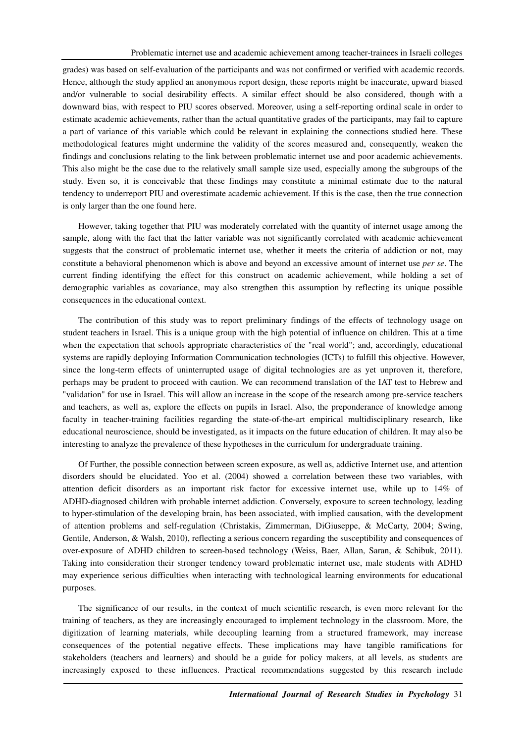grades) was based on self-evaluation of the participants and was not confirmed or verified with academic records. Hence, although the study applied an anonymous report design, these reports might be inaccurate, upward biased and/or vulnerable to social desirability effects. A similar effect should be also considered, though with a downward bias, with respect to PIU scores observed. Moreover, using a self-reporting ordinal scale in order to estimate academic achievements, rather than the actual quantitative grades of the participants, may fail to capture a part of variance of this variable which could be relevant in explaining the connections studied here. These methodological features might undermine the validity of the scores measured and, consequently, weaken the findings and conclusions relating to the link between problematic internet use and poor academic achievements. This also might be the case due to the relatively small sample size used, especially among the subgroups of the study. Even so, it is conceivable that these findings may constitute a minimal estimate due to the natural tendency to underreport PIU and overestimate academic achievement. If this is the case, then the true connection is only larger than the one found here.

However, taking together that PIU was moderately correlated with the quantity of internet usage among the sample, along with the fact that the latter variable was not significantly correlated with academic achievement suggests that the construct of problematic internet use, whether it meets the criteria of addiction or not, may constitute a behavioral phenomenon which is above and beyond an excessive amount of internet use *per se*. The current finding identifying the effect for this construct on academic achievement, while holding a set of demographic variables as covariance, may also strengthen this assumption by reflecting its unique possible consequences in the educational context.

The contribution of this study was to report preliminary findings of the effects of technology usage on student teachers in Israel. This is a unique group with the high potential of influence on children. This at a time when the expectation that schools appropriate characteristics of the "real world"; and, accordingly, educational systems are rapidly deploying Information Communication technologies (ICTs) to fulfill this objective. However, since the long-term effects of uninterrupted usage of digital technologies are as yet unproven it, therefore, perhaps may be prudent to proceed with caution. We can recommend translation of the IAT test to Hebrew and "validation" for use in Israel. This will allow an increase in the scope of the research among pre-service teachers and teachers, as well as, explore the effects on pupils in Israel. Also, the preponderance of knowledge among faculty in teacher-training facilities regarding the state-of-the-art empirical multidisciplinary research, like educational neuroscience, should be investigated, as it impacts on the future education of children. It may also be interesting to analyze the prevalence of these hypotheses in the curriculum for undergraduate training.

Of Further, the possible connection between screen exposure, as well as, addictive Internet use, and attention disorders should be elucidated. Yoo et al. (2004) showed a correlation between these two variables, with attention deficit disorders as an important risk factor for excessive internet use, while up to 14% of ADHD-diagnosed children with probable internet addiction. Conversely, exposure to screen technology, leading to hyper-stimulation of the developing brain, has been associated, with implied causation, with the development of attention problems and self-regulation (Christakis, Zimmerman, DiGiuseppe, & McCarty, 2004; Swing, Gentile, Anderson, & Walsh, 2010), reflecting a serious concern regarding the susceptibility and consequences of over-exposure of ADHD children to screen-based technology (Weiss, Baer, Allan, Saran, & Schibuk, 2011). Taking into consideration their stronger tendency toward problematic internet use, male students with ADHD may experience serious difficulties when interacting with technological learning environments for educational purposes.

The significance of our results, in the context of much scientific research, is even more relevant for the training of teachers, as they are increasingly encouraged to implement technology in the classroom. More, the digitization of learning materials, while decoupling learning from a structured framework, may increase consequences of the potential negative effects. These implications may have tangible ramifications for stakeholders (teachers and learners) and should be a guide for policy makers, at all levels, as students are increasingly exposed to these influences. Practical recommendations suggested by this research include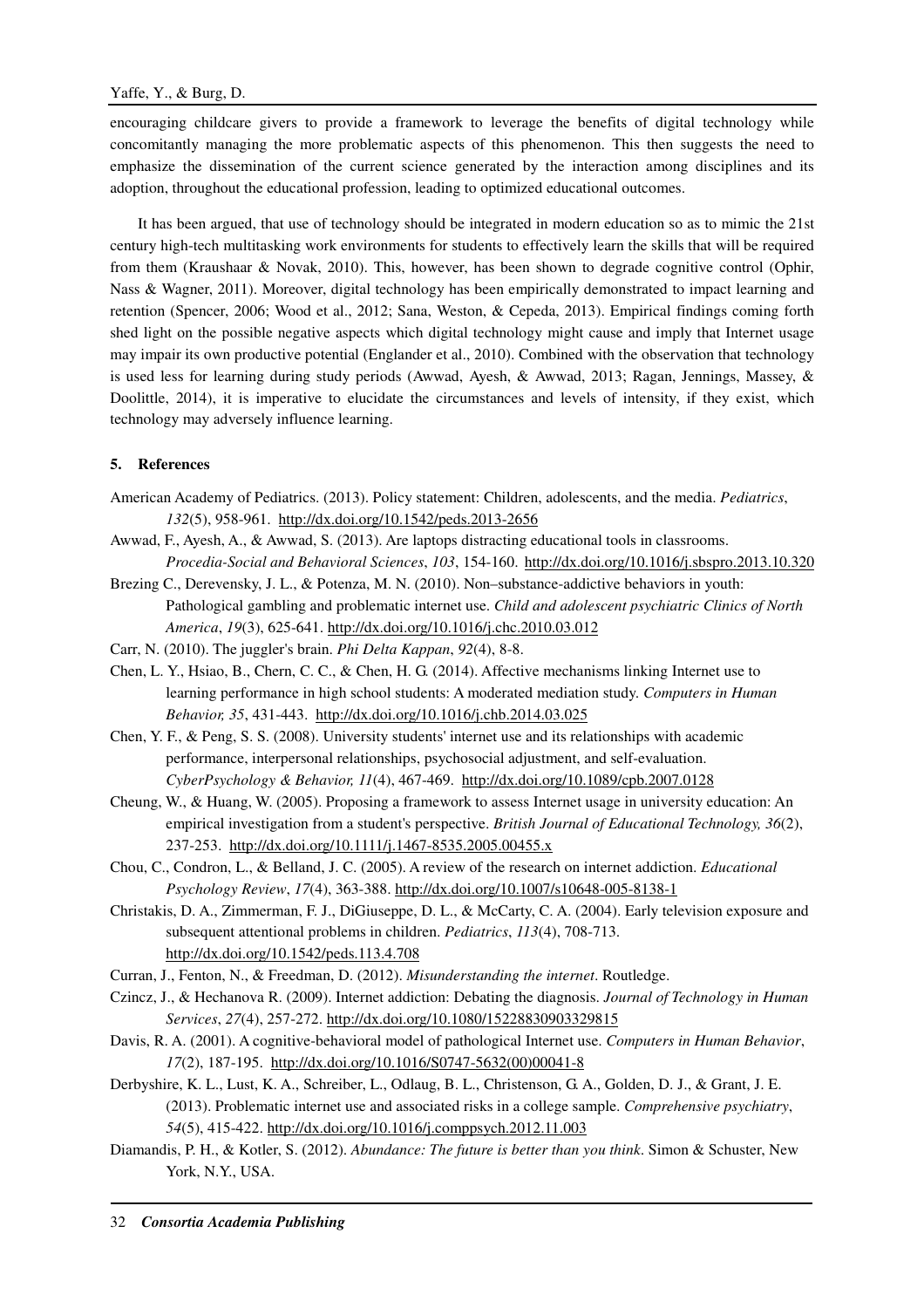encouraging childcare givers to provide a framework to leverage the benefits of digital technology while concomitantly managing the more problematic aspects of this phenomenon. This then suggests the need to emphasize the dissemination of the current science generated by the interaction among disciplines and its adoption, throughout the educational profession, leading to optimized educational outcomes.

It has been argued, that use of technology should be integrated in modern education so as to mimic the 21st century high-tech multitasking work environments for students to effectively learn the skills that will be required from them (Kraushaar & Novak, 2010). This, however, has been shown to degrade cognitive control (Ophir, Nass & Wagner, 2011). Moreover, digital technology has been empirically demonstrated to impact learning and retention (Spencer, 2006; Wood et al., 2012; Sana, Weston, & Cepeda, 2013). Empirical findings coming forth shed light on the possible negative aspects which digital technology might cause and imply that Internet usage may impair its own productive potential (Englander et al., 2010). Combined with the observation that technology is used less for learning during study periods (Awwad, Ayesh, & Awwad, 2013; Ragan, Jennings, Massey, & Doolittle, 2014), it is imperative to elucidate the circumstances and levels of intensity, if they exist, which technology may adversely influence learning.

## 5. References

American Academy of Pediatrics. (2013). Policy statement: Children, adolescents, and the media. *Pediatrics*, *132*(5), 958-961. http://dx.doi.org/10.1542/peds.2013-2656

Awwad, F., Ayesh, A., & Awwad, S. (2013). Are laptops distracting educational tools in classrooms. *Procedia-Social and Behavioral Sciences*, *103*, 154-160. http://dx.doi.org/10.1016/j.sbspro.2013.10.320

Brezing C., Derevensky, J. L., & Potenza, M. N. (2010). Non–substance-addictive behaviors in youth: Pathological gambling and problematic internet use. *Child and adolescent psychiatric Clinics of North America*, *19*(3), 625-641. http://dx.doi.org/10.1016/j.chc.2010.03.012

Carr, N. (2010). The juggler's brain. *Phi Delta Kappan*, *92*(4), 8-8.

Chen, L. Y., Hsiao, B., Chern, C. C., & Chen, H. G. (2014). Affective mechanisms linking Internet use to learning performance in high school students: A moderated mediation study. *Computers in Human Behavior, 35*, 431-443. http://dx.doi.org/10.1016/j.chb.2014.03.025

Chen, Y. F., & Peng, S. S. (2008). University students' internet use and its relationships with academic performance, interpersonal relationships, psychosocial adjustment, and self-evaluation. *CyberPsychology & Behavior, 11*(4), 467-469. http://dx.doi.org/10.1089/cpb.2007.0128

Cheung, W., & Huang, W. (2005). Proposing a framework to assess Internet usage in university education: An empirical investigation from a student's perspective. *British Journal of Educational Technology, 36*(2), 237-253. http://dx.doi.org/10.1111/j.1467-8535.2005.00455.x

Chou, C., Condron, L., & Belland, J. C. (2005). A review of the research on internet addiction. *Educational Psychology Review*, *17*(4), 363-388. http://dx.doi.org/10.1007/s10648-005-8138-1

Christakis, D. A., Zimmerman, F. J., DiGiuseppe, D. L., & McCarty, C. A. (2004). Early television exposure and subsequent attentional problems in children. *Pediatrics*, *113*(4), 708-713. http://dx.doi.org/10.1542/peds.113.4.708

Curran, J., Fenton, N., & Freedman, D. (2012). *Misunderstanding the internet*. Routledge.

Czincz, J., & Hechanova R. (2009). Internet addiction: Debating the diagnosis. *Journal of Technology in Human Services*, *27*(4), 257-272. http://dx.doi.org/10.1080/15228830903329815

Davis, R. A. (2001). A cognitive-behavioral model of pathological Internet use. *Computers in Human Behavior*, *17*(2), 187-195. http://dx.doi.org/10.1016/S0747-5632(00)00041-8

Derbyshire, K. L., Lust, K. A., Schreiber, L., Odlaug, B. L., Christenson, G. A., Golden, D. J., & Grant, J. E. (2013). Problematic internet use and associated risks in a college sample. *Comprehensive psychiatry*, *54*(5), 415-422. http://dx.doi.org/10.1016/j.comppsych.2012.11.003

Diamandis, P. H., & Kotler, S. (2012). *Abundance: The future is better than you think*. Simon & Schuster, New York, N.Y., USA.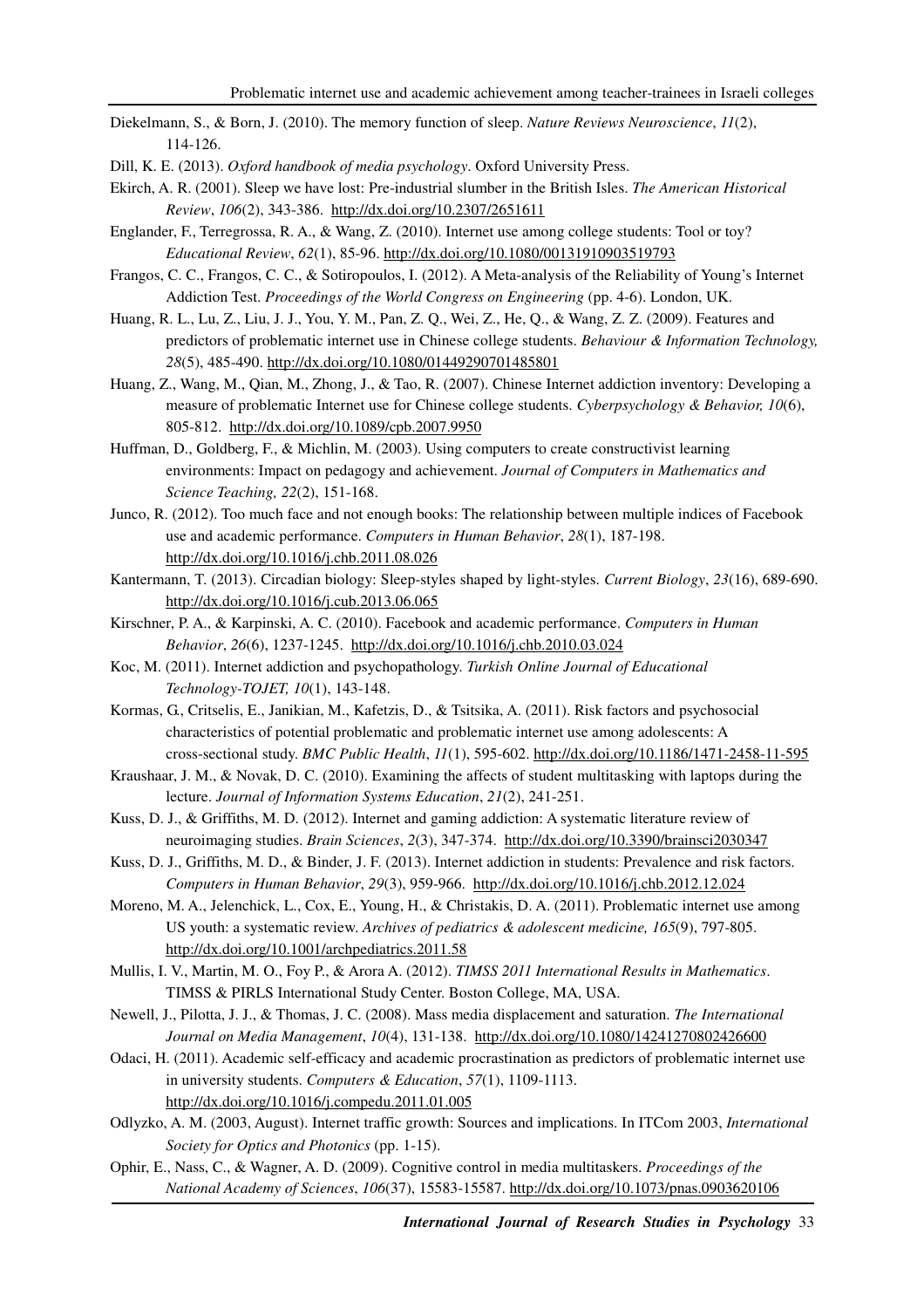Diekelmann, S., & Born, J. (2010). The memory function of sleep. *Nature Reviews Neuroscience*, *11*(2), 114-126.

Dill, K. E. (2013). *Oxford handbook of media psychology*. Oxford University Press.

Ekirch, A. R. (2001). Sleep we have lost: Pre-industrial slumber in the British Isles. *The American Historical Review*, *106*(2), 343-386. http://dx.doi.org/10.2307/2651611

Englander, F., Terregrossa, R. A., & Wang, Z. (2010). Internet use among college students: Tool or toy? *Educational Review*, *62*(1), 85-96. http://dx.doi.org/10.1080/00131910903519793

Frangos, C. C., Frangos, C. C., & Sotiropoulos, I. (2012). A Meta-analysis of the Reliability of Young's Internet Addiction Test. *Proceedings of the World Congress on Engineering* (pp. 4-6). London, UK.

Huang, R. L., Lu, Z., Liu, J. J., You, Y. M., Pan, Z. Q., Wei, Z., He, Q., & Wang, Z. Z. (2009). Features and predictors of problematic internet use in Chinese college students. *Behaviour & Information Technology, 28*(5), 485-490. http://dx.doi.org/10.1080/01449290701485801

Huang, Z., Wang, M., Qian, M., Zhong, J., & Tao, R. (2007). Chinese Internet addiction inventory: Developing a measure of problematic Internet use for Chinese college students. *Cyberpsychology & Behavior, 10*(6), 805-812. http://dx.doi.org/10.1089/cpb.2007.9950

Huffman, D., Goldberg, F., & Michlin, M. (2003). Using computers to create constructivist learning environments: Impact on pedagogy and achievement. *Journal of Computers in Mathematics and Science Teaching, 22*(2), 151-168.

Junco, R. (2012). Too much face and not enough books: The relationship between multiple indices of Facebook use and academic performance. *Computers in Human Behavior*, *28*(1), 187-198. http://dx.doi.org/10.1016/j.chb.2011.08.026

Kantermann, T. (2013). Circadian biology: Sleep-styles shaped by light-styles. *Current Biology*, *23*(16), 689-690. http://dx.doi.org/10.1016/j.cub.2013.06.065

Kirschner, P. A., & Karpinski, A. C. (2010). Facebook and academic performance. *Computers in Human Behavior*, *26*(6), 1237-1245. http://dx.doi.org/10.1016/j.chb.2010.03.024

Koc, M. (2011). Internet addiction and psychopathology. *Turkish Online Journal of Educational Technology-TOJET, 10*(1), 143-148.

Kormas, G., Critselis, E., Janikian, M., Kafetzis, D., & Tsitsika, A. (2011). Risk factors and psychosocial characteristics of potential problematic and problematic internet use among adolescents: A cross-sectional study. *BMC Public Health*, *11*(1), 595-602. http://dx.doi.org/10.1186/1471-2458-11-595

Kraushaar, J. M., & Novak, D. C. (2010). Examining the affects of student multitasking with laptops during the lecture. *Journal of Information Systems Education*, *21*(2), 241-251.

Kuss, D. J., & Griffiths, M. D. (2012). Internet and gaming addiction: A systematic literature review of neuroimaging studies. *Brain Sciences*, *2*(3), 347-374. http://dx.doi.org/10.3390/brainsci2030347

Kuss, D. J., Griffiths, M. D., & Binder, J. F. (2013). Internet addiction in students: Prevalence and risk factors. *Computers in Human Behavior*, *29*(3), 959-966. http://dx.doi.org/10.1016/j.chb.2012.12.024

Moreno, M. A., Jelenchick, L., Cox, E., Young, H., & Christakis, D. A. (2011). Problematic internet use among US youth: a systematic review. *Archives of pediatrics & adolescent medicine, 165*(9), 797-805. http://dx.doi.org/10.1001/archpediatrics.2011.58

Mullis, I. V., Martin, M. O., Foy P., & Arora A. (2012). *TIMSS 2011 International Results in Mathematics*. TIMSS & PIRLS International Study Center. Boston College, MA, USA.

Newell, J., Pilotta, J. J., & Thomas, J. C. (2008). Mass media displacement and saturation. *The International Journal on Media Management*, *10*(4), 131-138. http://dx.doi.org/10.1080/14241270802426600

Odaci, H. (2011). Academic self-efficacy and academic procrastination as predictors of problematic internet use in university students. *Computers & Education*, *57*(1), 1109-1113. http://dx.doi.org/10.1016/j.compedu.2011.01.005

Odlyzko, A. M. (2003, August). Internet traffic growth: Sources and implications. In ITCom 2003, *International Society for Optics and Photonics* (pp. 1-15).

Ophir, E., Nass, C., & Wagner, A. D. (2009). Cognitive control in media multitaskers. *Proceedings of the National Academy of Sciences*, *106*(37), 15583-15587. http://dx.doi.org/10.1073/pnas.0903620106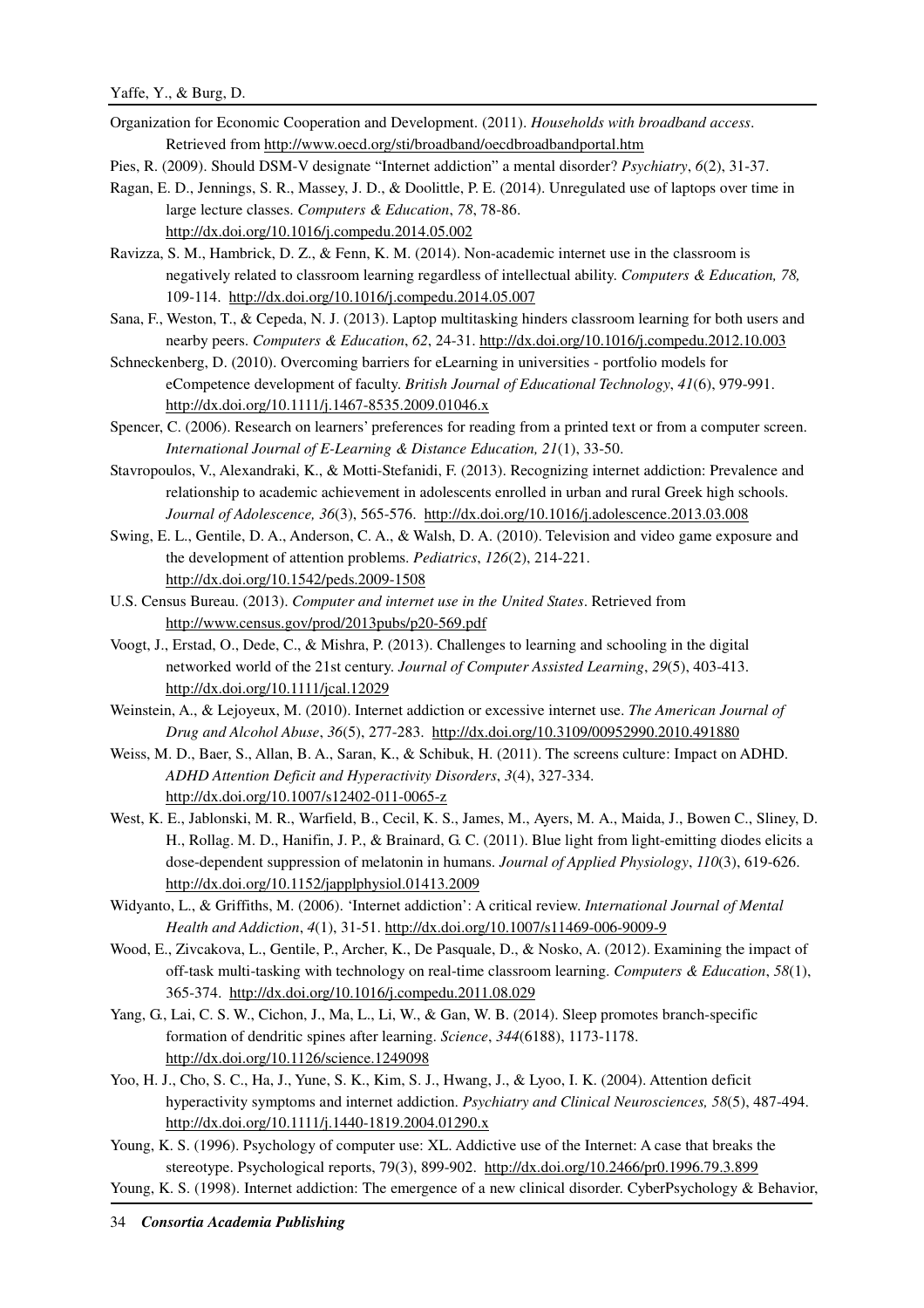Organization for Economic Cooperation and Development. (2011). *Households with broadband access*. Retrieved from http://www.oecd.org/sti/broadband/oecdbroadbandportal.htm

Pies, R. (2009). Should DSM-V designate "Internet addiction" a mental disorder? *Psychiatry*, *6*(2), 31-37.

Ragan, E. D., Jennings, S. R., Massey, J. D., & Doolittle, P. E. (2014). Unregulated use of laptops over time in large lecture classes. *Computers & Education*, *78*, 78-86. http://dx.doi.org/10.1016/j.compedu.2014.05.002

Ravizza, S. M., Hambrick, D. Z., & Fenn, K. M. (2014). Non-academic internet use in the classroom is negatively related to classroom learning regardless of intellectual ability. *Computers & Education, 78,* 109-114. http://dx.doi.org/10.1016/j.compedu.2014.05.007

Sana, F., Weston, T., & Cepeda, N. J. (2013). Laptop multitasking hinders classroom learning for both users and nearby peers. *Computers & Education*, *62*, 24-31. http://dx.doi.org/10.1016/j.compedu.2012.10.003

Schneckenberg, D. (2010). Overcoming barriers for eLearning in universities - portfolio models for eCompetence development of faculty. *British Journal of Educational Technology*, *41*(6), 979-991. http://dx.doi.org/10.1111/j.1467-8535.2009.01046.x

Spencer, C. (2006). Research on learners' preferences for reading from a printed text or from a computer screen. *International Journal of E-Learning & Distance Education, 21*(1), 33-50.

Stavropoulos, V., Alexandraki, K., & Motti-Stefanidi, F. (2013). Recognizing internet addiction: Prevalence and relationship to academic achievement in adolescents enrolled in urban and rural Greek high schools. *Journal of Adolescence, 36*(3), 565-576. http://dx.doi.org/10.1016/j.adolescence.2013.03.008

Swing, E. L., Gentile, D. A., Anderson, C. A., & Walsh, D. A. (2010). Television and video game exposure and the development of attention problems. *Pediatrics*, *126*(2), 214-221. http://dx.doi.org/10.1542/peds.2009-1508

U.S. Census Bureau. (2013). *Computer and internet use in the United States*. Retrieved from http://www.census.gov/prod/2013pubs/p20-569.pdf

Voogt, J., Erstad, O., Dede, C., & Mishra, P. (2013). Challenges to learning and schooling in the digital networked world of the 21st century. *Journal of Computer Assisted Learning*, *29*(5), 403-413. http://dx.doi.org/10.1111/jcal.12029

Weinstein, A., & Lejoyeux, M. (2010). Internet addiction or excessive internet use. *The American Journal of Drug and Alcohol Abuse*, *36*(5), 277-283. http://dx.doi.org/10.3109/00952990.2010.491880

Weiss, M. D., Baer, S., Allan, B. A., Saran, K., & Schibuk, H. (2011). The screens culture: Impact on ADHD. *ADHD Attention Deficit and Hyperactivity Disorders*, *3*(4), 327-334. http://dx.doi.org/10.1007/s12402-011-0065-z

West, K. E., Jablonski, M. R., Warfield, B., Cecil, K. S., James, M., Ayers, M. A., Maida, J., Bowen C., Sliney, D. H., Rollag. M. D., Hanifin, J. P., & Brainard, G. C. (2011). Blue light from light-emitting diodes elicits a dose-dependent suppression of melatonin in humans. *Journal of Applied Physiology*, *110*(3), 619-626. http://dx.doi.org/10.1152/japplphysiol.01413.2009

Widyanto, L., & Griffiths, M. (2006). 'Internet addiction': A critical review. *International Journal of Mental Health and Addiction*, *4*(1), 31-51. http://dx.doi.org/10.1007/s11469-006-9009-9

Wood, E., Zivcakova, L., Gentile, P., Archer, K., De Pasquale, D., & Nosko, A. (2012). Examining the impact of off-task multi-tasking with technology on real-time classroom learning. *Computers & Education*, *58*(1), 365-374. http://dx.doi.org/10.1016/j.compedu.2011.08.029

Yang, G., Lai, C. S. W., Cichon, J., Ma, L., Li, W., & Gan, W. B. (2014). Sleep promotes branch-specific formation of dendritic spines after learning. *Science*, *344*(6188), 1173-1178. http://dx.doi.org/10.1126/science.1249098

Yoo, H. J., Cho, S. C., Ha, J., Yune, S. K., Kim, S. J., Hwang, J., & Lyoo, I. K. (2004). Attention deficit hyperactivity symptoms and internet addiction. *Psychiatry and Clinical Neurosciences, 58*(5), 487-494. http://dx.doi.org/10.1111/j.1440-1819.2004.01290.x

Young, K. S. (1996). Psychology of computer use: XL. Addictive use of the Internet: A case that breaks the stereotype. Psychological reports, 79(3), 899-902. http://dx.doi.org/10.2466/pr0.1996.79.3.899

Young, K. S. (1998). Internet addiction: The emergence of a new clinical disorder. CyberPsychology & Behavior,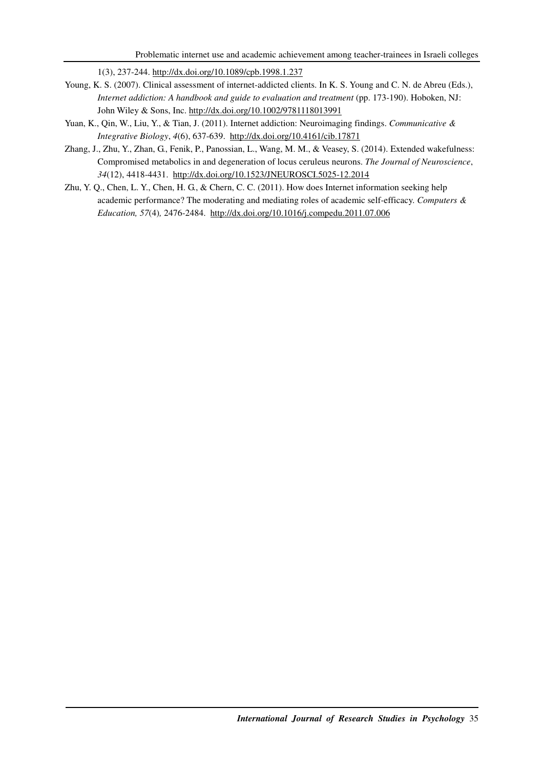1(3), 237-244. http://dx.doi.org/10.1089/cpb.1998.1.237

Young, K. S. (2007). Clinical assessment of internet-addicted clients. In K. S. Young and C. N. de Abreu (Eds.), *Internet addiction: A handbook and guide to evaluation and treatment* (pp. 173-190). Hoboken, NJ: John Wiley & Sons, Inc. http://dx.doi.org/10.1002/9781118013991

Yuan, K., Qin, W., Liu, Y., & Tian, J. (2011). Internet addiction: Neuroimaging findings. *Communicative & Integrative Biology*, *4*(6), 637-639. http://dx.doi.org/10.4161/cib.17871

Zhang, J., Zhu, Y., Zhan, G., Fenik, P., Panossian, L., Wang, M. M., & Veasey, S. (2014). Extended wakefulness: Compromised metabolics in and degeneration of locus ceruleus neurons. *The Journal of Neuroscience*, *34*(12), 4418-4431. http://dx.doi.org/10.1523/JNEUROSCI.5025-12.2014

Zhu, Y. Q., Chen, L. Y., Chen, H. G., & Chern, C. C. (2011). How does Internet information seeking help academic performance? The moderating and mediating roles of academic self-efficacy. *Computers & Education, 57*(4)*,* 2476-2484. http://dx.doi.org/10.1016/j.compedu.2011.07.006